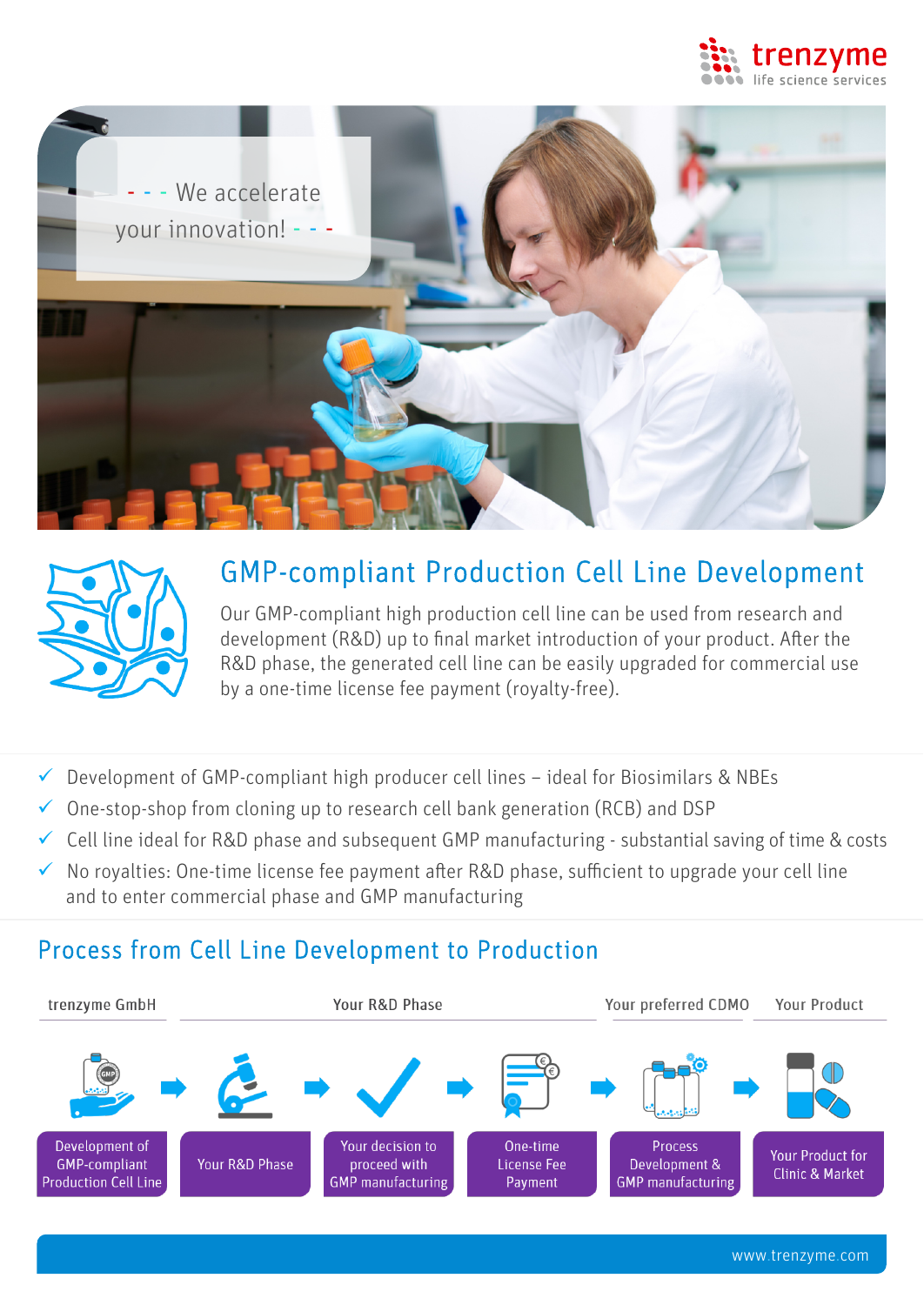trenzyme
life science services

- - - We accelerate your innovation! - - -

# GMP-compliant Production Cell Line Development

Our GMP-compliant high production cell line can be used from research and development (R&D) up to final market introduction of your product. After the R&D phase, the generated cell line can be easily upgraded for commercial use by a one-time license fee payment (royalty-free).

- ✓ Development of GMP-compliant high producer cell lines – ideal for Biosimilars & NBEs
- ✓ One-stop-shop from cloning up to research cell bank generation (RCB) and DSP
- ✓ Cell line ideal for R&D phase and subsequent GMP manufacturing - substantial saving of time & costs
- ✓ No royalties: One-time license fee payment after R&D phase, sufficient to upgrade your cell line and to enter commercial phase and GMP manufacturing

## Process from Cell Line Development to Production

| trenzyme GmbH | Your R&D Phase | | | Your preferred CDMO | Your Product |
|---|---|---|---|---|---|
| Development of GMP-compliant Production Cell Line | Your R&D Phase | Your decision to proceed with GMP manufacturing | One-time License Fee Payment | Process Development & GMP manufacturing | Your Product for Clinic & Market |

www.trenzyme.com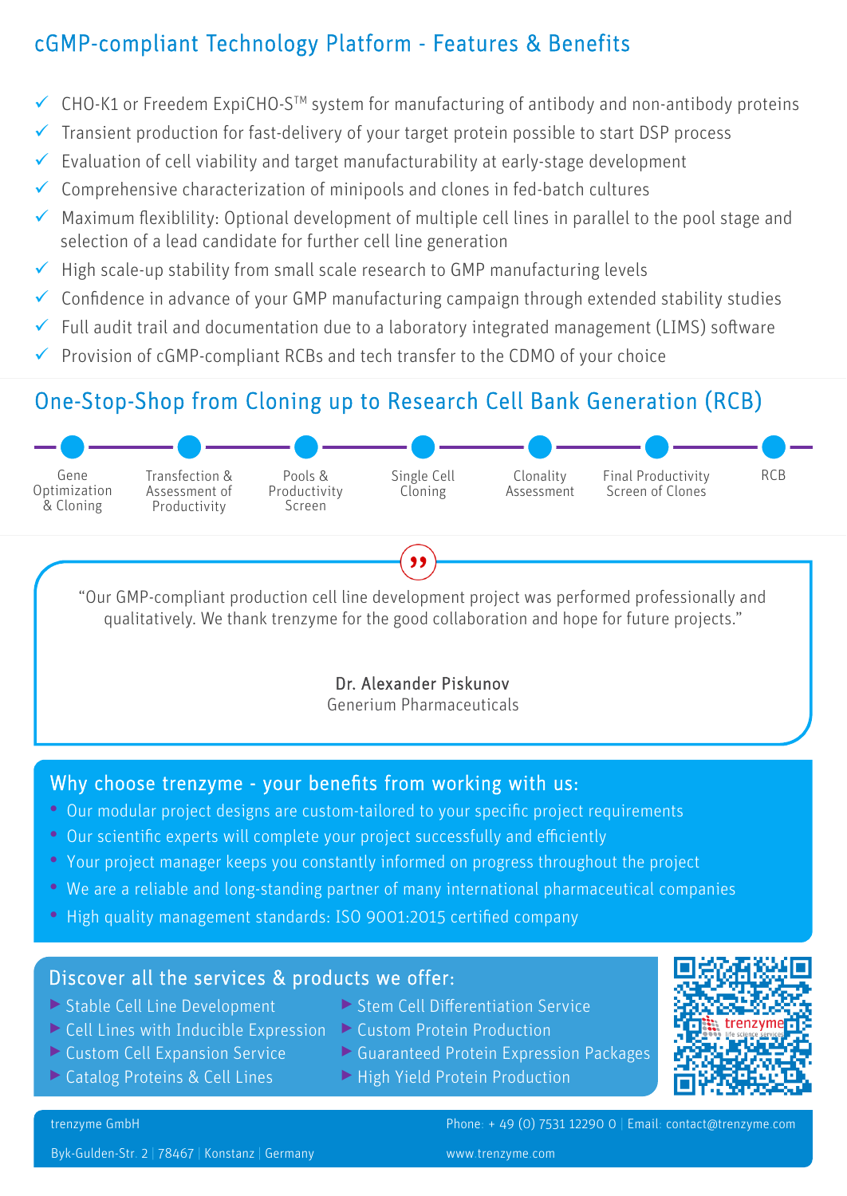## cGMP-compliant Technology Platform - Features & Benefits

- ✓ CHO-K1 or Freedem ExpiCHO-S™ system for manufacturing of antibody and non-antibody proteins
- ✓ Transient production for fast-delivery of your target protein possible to start DSP process
- ✓ Evaluation of cell viability and target manufacturability at early-stage development
- ✓ Comprehensive characterization of minipools and clones in fed-batch cultures
- ✓ Maximum flexiblility: Optional development of multiple cell lines in parallel to the pool stage and selection of a lead candidate for further cell line generation
- ✓ High scale-up stability from small scale research to GMP manufacturing levels
- ✓ Confidence in advance of your GMP manufacturing campaign through extended stability studies
- ✓ Full audit trail and documentation due to a laboratory integrated management (LIMS) software
- ✓ Provision of cGMP-compliant RCBs and tech transfer to the CDMO of your choice

## One-Stop-Shop from Cloning up to Research Cell Bank Generation (RCB)

Gene Optimization & Cloning → Transfection & Assessment of Productivity → Pools & Productivity Screen → Single Cell Cloning → Clonality Assessment → Final Productivity Screen of Clones → RCB

> "Our GMP-compliant production cell line development project was performed professionally and qualitatively. We thank trenzyme for the good collaboration and hope for future projects."
>
> Dr. Alexander Piskunov
> Generium Pharmaceuticals

### Why choose trenzyme - your benefits from working with us:

- Our modular project designs are custom-tailored to your specific project requirements
- Our scientific experts will complete your project successfully and efficiently
- Your project manager keeps you constantly informed on progress throughout the project
- We are a reliable and long-standing partner of many international pharmaceutical companies
- High quality management standards: ISO 9001:2015 certified company

### Discover all the services & products we offer:

- ▶ Stable Cell Line Development
- ▶ Cell Lines with Inducible Expression
- ▶ Custom Cell Expansion Service
- ▶ Catalog Proteins & Cell Lines
- ▶ Stem Cell Differentiation Service
- ▶ Custom Protein Production
- ▶ Guaranteed Protein Expression Packages
- ▶ High Yield Protein Production

trenzyme GmbH
Byk-Gulden-Str. 2 | 78467 | Konstanz | Germany

Phone: + 49 (0) 7531 12290 0 | Email: contact@trenzyme.com
www.trenzyme.com